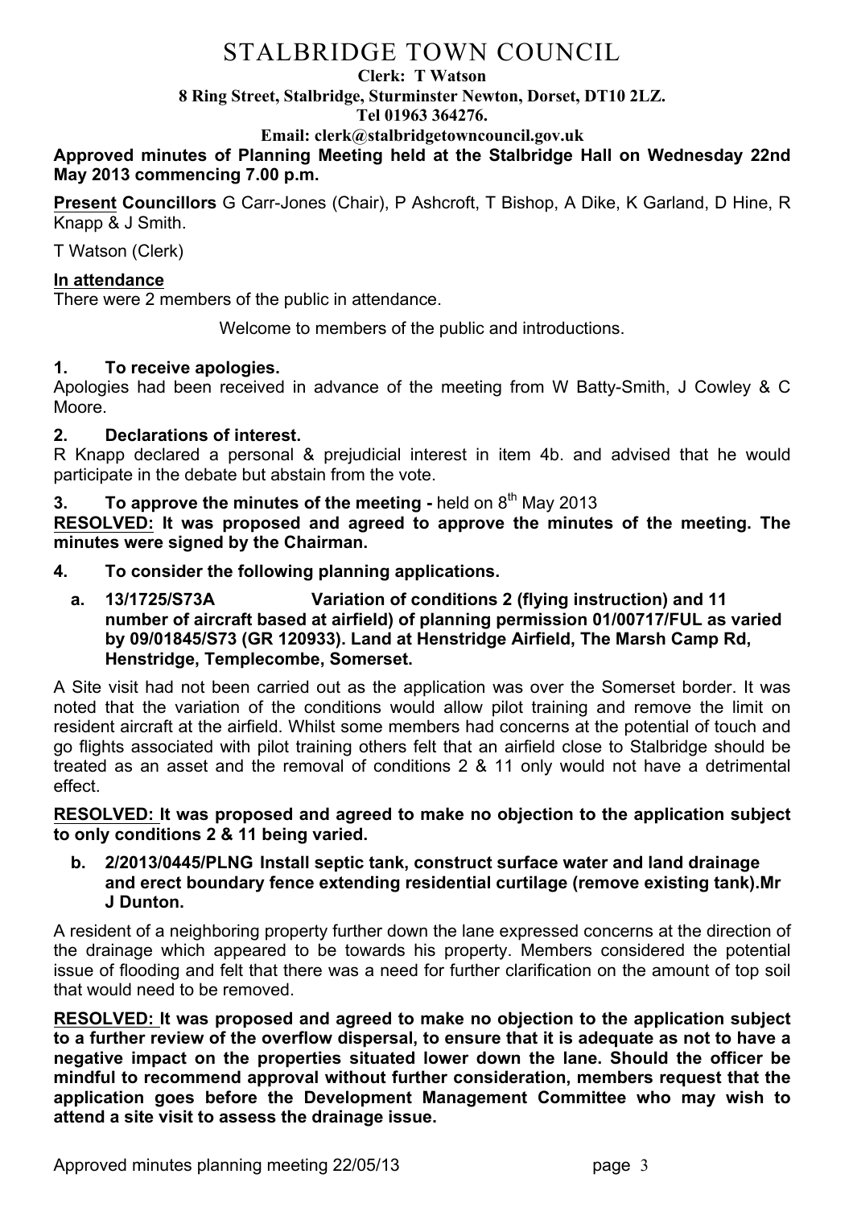# STALBRIDGE TOWN COUNCIL

**Clerk: T Watson**
**8 Ring Street, Stalbridge, Sturminster Newton, Dorset, DT10 2LZ.**
**Tel 01963 364276.**
**Email: clerk@stalbridgetowncouncil.gov.uk**

**Approved minutes of Planning Meeting held at the Stalbridge Hall on Wednesday 22nd May 2013 commencing 7.00 p.m.**

**Present Councillors** G Carr-Jones (Chair), P Ashcroft, T Bishop, A Dike, K Garland, D Hine, R Knapp & J Smith.

T Watson (Clerk)

**In attendance**

There were 2 members of the public in attendance.

Welcome to members of the public and introductions.

### 1. To receive apologies.

Apologies had been received in advance of the meeting from W Batty-Smith, J Cowley & C Moore.

### 2. Declarations of interest.

R Knapp declared a personal & prejudicial interest in item 4b. and advised that he would participate in the debate but abstain from the vote.

### 3. To approve the minutes of the meeting - held on 8th May 2013

**RESOLVED: It was proposed and agreed to approve the minutes of the meeting. The minutes were signed by the Chairman.**

### 4. To consider the following planning applications.

**a. 13/1725/S73A Variation of conditions 2 (flying instruction) and 11 number of aircraft based at airfield) of planning permission 01/00717/FUL as varied by 09/01845/S73 (GR 120933). Land at Henstridge Airfield, The Marsh Camp Rd, Henstridge, Templecombe, Somerset.**

A Site visit had not been carried out as the application was over the Somerset border. It was noted that the variation of the conditions would allow pilot training and remove the limit on resident aircraft at the airfield. Whilst some members had concerns at the potential of touch and go flights associated with pilot training others felt that an airfield close to Stalbridge should be treated as an asset and the removal of conditions 2 & 11 only would not have a detrimental effect.

**RESOLVED: It was proposed and agreed to make no objection to the application subject to only conditions 2 & 11 being varied.**

**b. 2/2013/0445/PLNG Install septic tank, construct surface water and land drainage and erect boundary fence extending residential curtilage (remove existing tank).Mr J Dunton.**

A resident of a neighboring property further down the lane expressed concerns at the direction of the drainage which appeared to be towards his property. Members considered the potential issue of flooding and felt that there was a need for further clarification on the amount of top soil that would need to be removed.

**RESOLVED: It was proposed and agreed to make no objection to the application subject to a further review of the overflow dispersal, to ensure that it is adequate as not to have a negative impact on the properties situated lower down the lane. Should the officer be mindful to recommend approval without further consideration, members request that the application goes before the Development Management Committee who may wish to attend a site visit to assess the drainage issue.**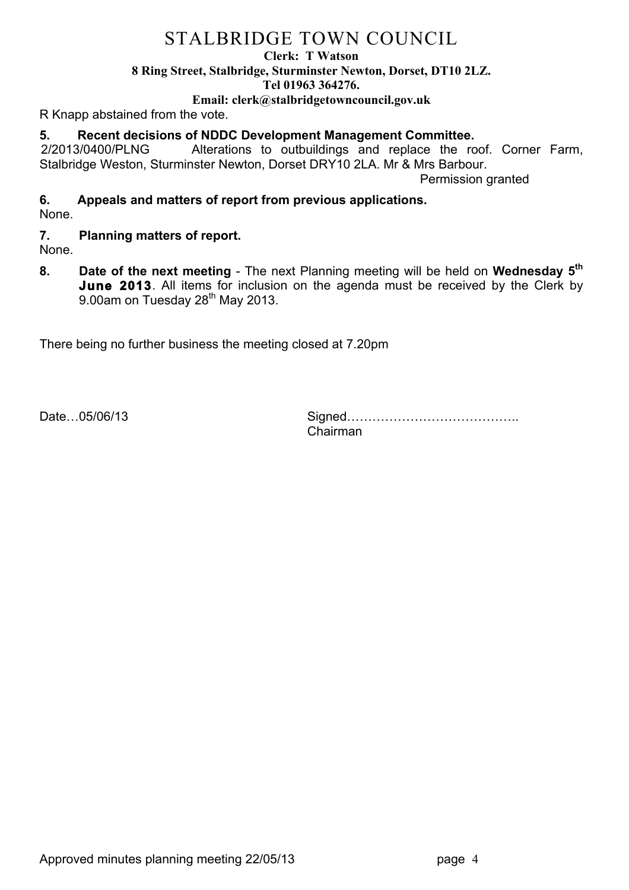R Knapp abstained from the vote.

**5. Recent decisions of NDDC Development Management Committee.**

2/2013/0400/PLNG Alterations to outbuildings and replace the roof. Corner Farm, Stalbridge Weston, Sturminster Newton, Dorset DRY10 2LA. Mr & Mrs Barbour.

Permission granted

**6. Appeals and matters of report from previous applications.**

None.

**7. Planning matters of report.**

None.

**8. Date of the next meeting** - The next Planning meeting will be held on **Wednesday 5th June 2013**. All items for inclusion on the agenda must be received by the Clerk by 9.00am on Tuesday 28th May 2013.

There being no further business the meeting closed at 7.20pm

Date…05/06/13 Signed…………………………………..
Chairman